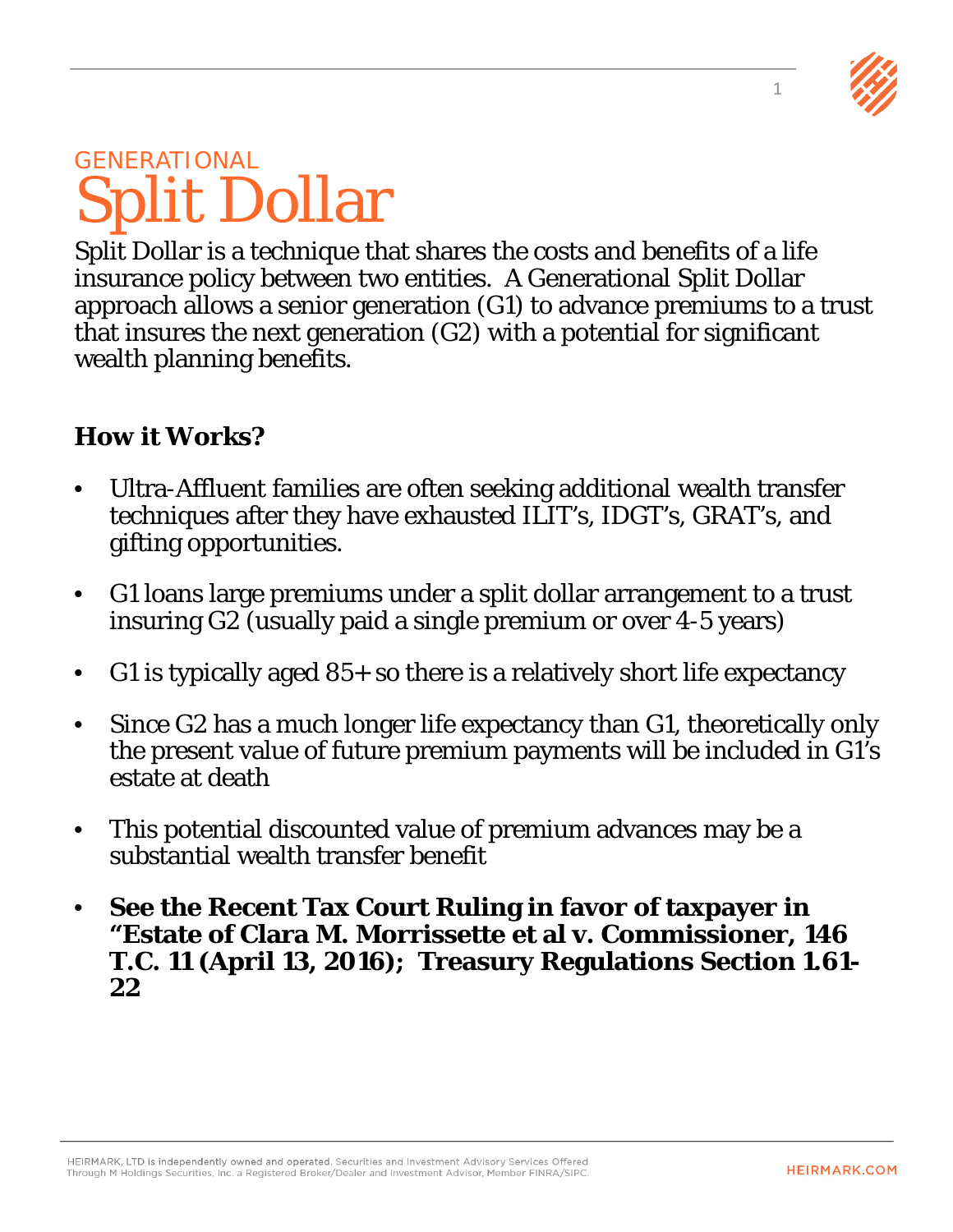GENERATIONAL

# Split Dollar

Split Dollar is a technique that shares the costs and benefits of a life insurance policy between two entities. A Generational Split Dollar approach allows a senior generation (G1) to advance premiums to a trust that insures the next generation (G2) with a potential for significant wealth planning benefits.

**How it Works?**

- Ultra-Affluent families are often seeking additional wealth transfer techniques after they have exhausted ILIT's, IDGT's, GRAT's, and gifting opportunities.
- G1 loans large premiums under a split dollar arrangement to a trust insuring G2 (usually paid a single premium or over 4-5 years)
- G1 is typically aged 85+ so there is a relatively short life expectancy
- Since G2 has a much longer life expectancy than G1, theoretically only the present value of future premium payments will be included in G1's estate at death
- This potential discounted value of premium advances may be a substantial wealth transfer benefit
- **See the Recent Tax Court Ruling in favor of taxpayer in "Estate of Clara M. Morrissette et al v. Commissioner, 146 T.C. 11 (April 13, 2016); Treasury Regulations Section 1.61-22**

HEIRMARK, LTD is independently owned and operated. Securities and Investment Advisory Services Offered Through M Holdings Securities, Inc. a Registered Broker/Dealer and Investment Advisor, Member FINRA/SIPC.

HEIRMARK.COM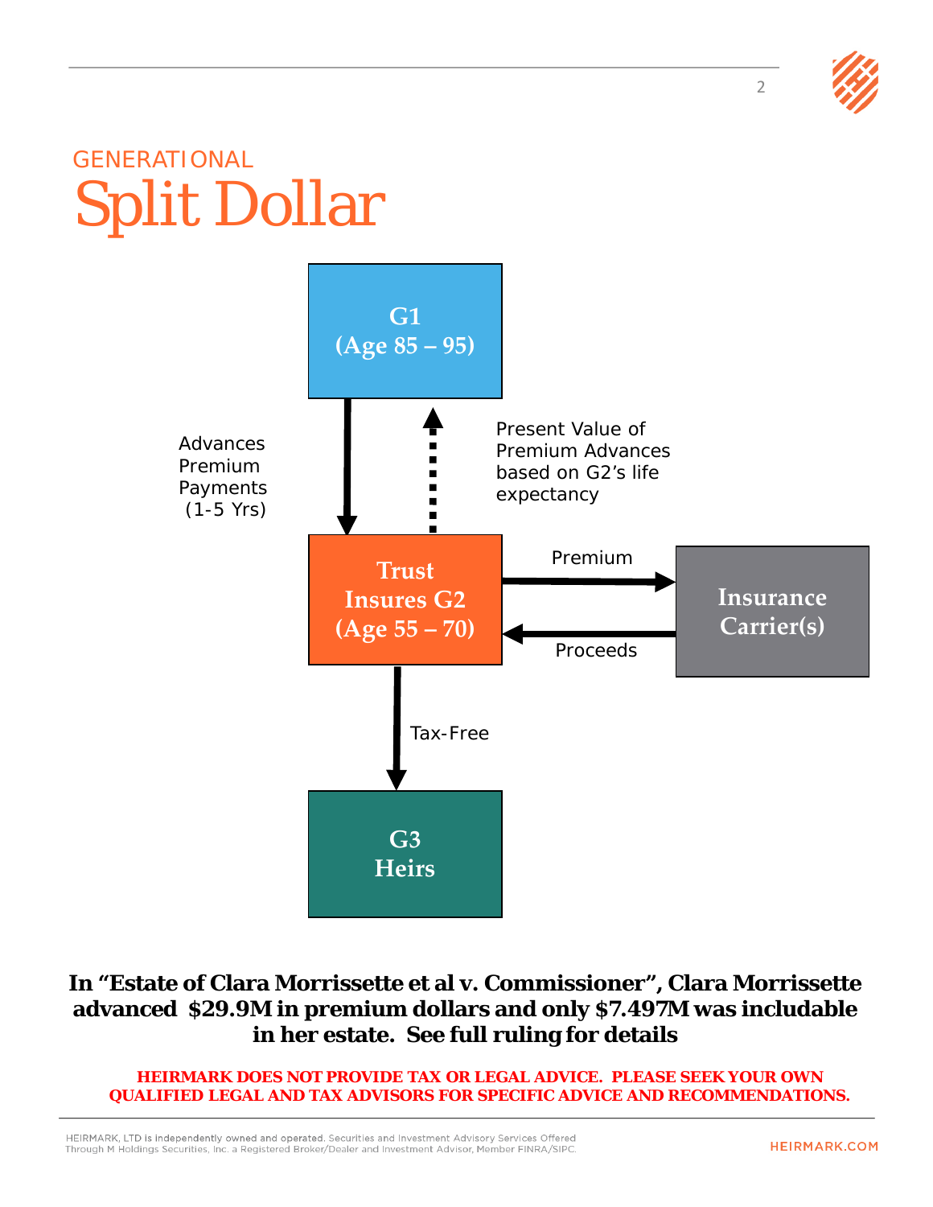GENERATIONAL

# Split Dollar

**G1**
**(Age 85 – 95)**

Advances Premium Payments (1-5 Yrs)

Present Value of Premium Advances based on G2's life expectancy

**Trust Insures G2**
**(Age 55 – 70)**

Premium

Proceeds

**Insurance Carrier(s)**

Tax-Free

**G3**
**Heirs**

**In "Estate of Clara Morrissette et al v. Commissioner", Clara Morrissette advanced $29.9M in premium dollars and only $7.497M was includable in her estate. See full ruling for details**

**HEIRMARK DOES NOT PROVIDE TAX OR LEGAL ADVICE. PLEASE SEEK YOUR OWN QUALIFIED LEGAL AND TAX ADVISORS FOR SPECIFIC ADVICE AND RECOMMENDATIONS.**

HEIRMARK, LTD is independently owned and operated. Securities and Investment Advisory Services Offered Through M Holdings Securities, Inc. a Registered Broker/Dealer and Investment Advisor, Member FINRA/SIPC.

HEIRMARK.COM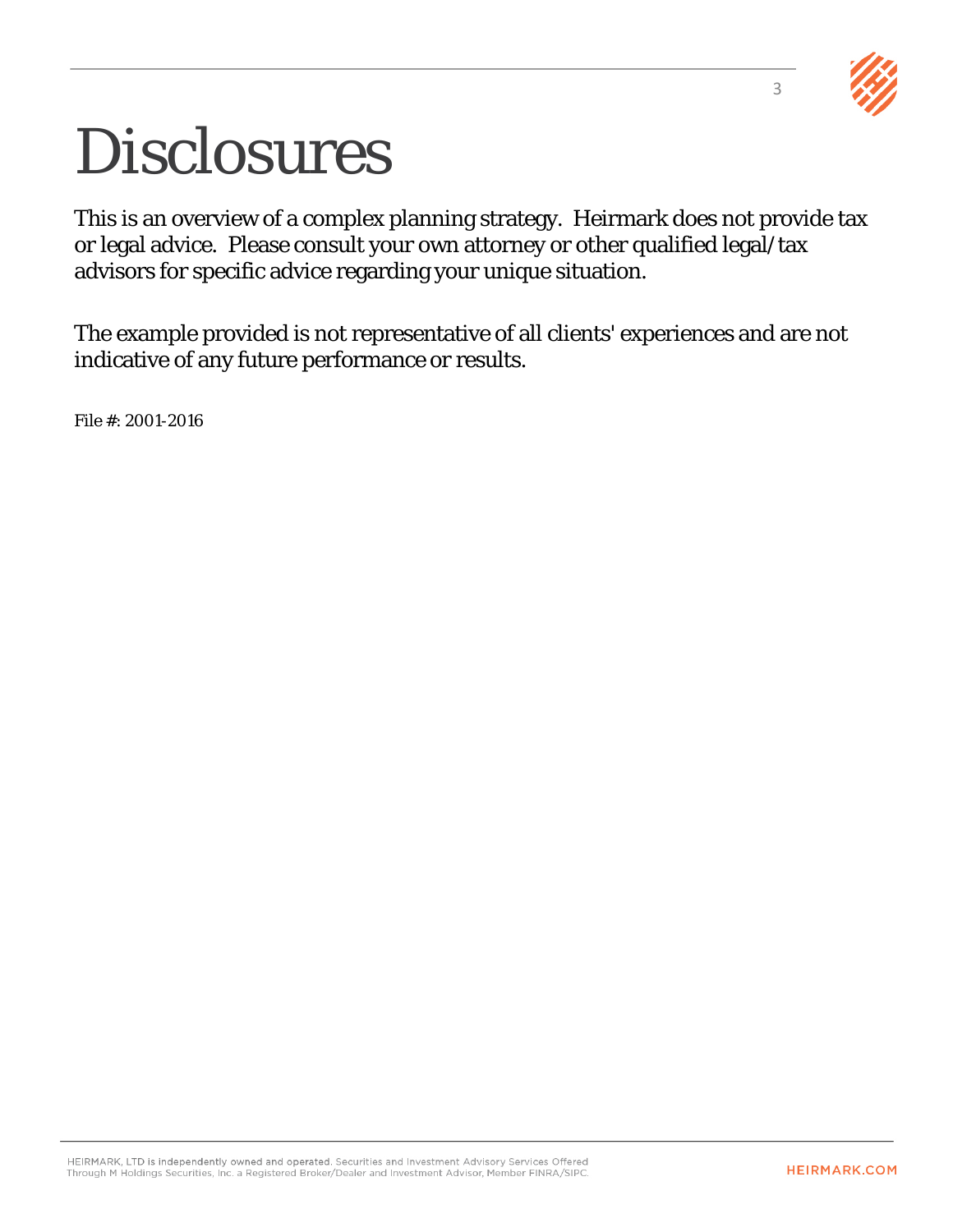# Disclosures

This is an overview of a complex planning strategy. Heirmark does not provide tax or legal advice. Please consult your own attorney or other qualified legal/tax advisors for specific advice regarding your unique situation.

The example provided is not representative of all clients' experiences and are not indicative of any future performance or results.

File #: 2001-2016